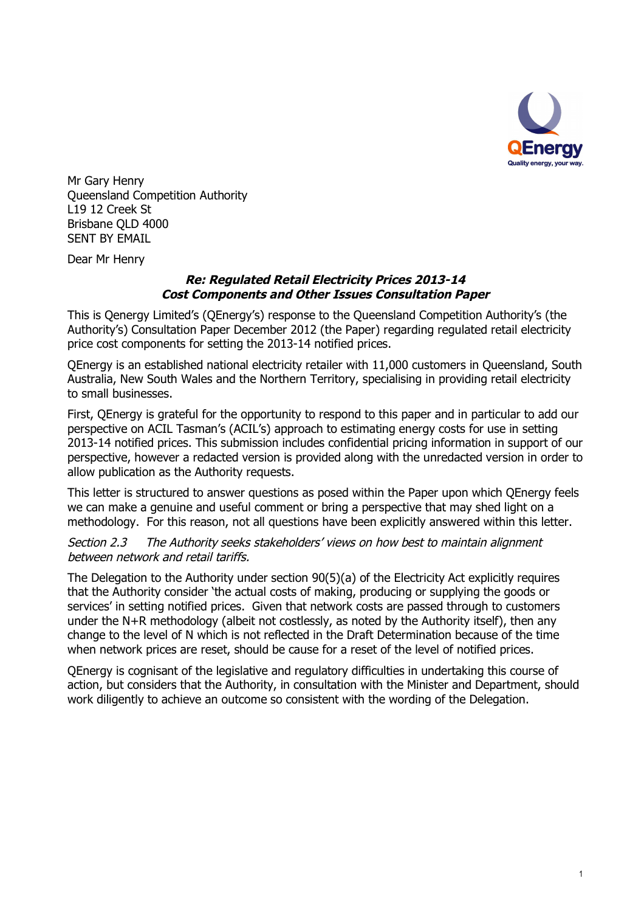Mr Gary Henry
Queensland Competition Authority
L19 12 Creek St
Brisbane QLD 4000
SENT BY EMAIL

Dear Mr Henry

***Re: Regulated Retail Electricity Prices 2013-14***
***Cost Components and Other Issues Consultation Paper***

This is Qenergy Limited's (QEnergy's) response to the Queensland Competition Authority's (the Authority's) Consultation Paper December 2012 (the Paper) regarding regulated retail electricity price cost components for setting the 2013-14 notified prices.

QEnergy is an established national electricity retailer with 11,000 customers in Queensland, South Australia, New South Wales and the Northern Territory, specialising in providing retail electricity to small businesses.

First, QEnergy is grateful for the opportunity to respond to this paper and in particular to add our perspective on ACIL Tasman's (ACIL's) approach to estimating energy costs for use in setting 2013-14 notified prices. This submission includes confidential pricing information in support of our perspective, however a redacted version is provided along with the unredacted version in order to allow publication as the Authority requests.

This letter is structured to answer questions as posed within the Paper upon which QEnergy feels we can make a genuine and useful comment or bring a perspective that may shed light on a methodology. For this reason, not all questions have been explicitly answered within this letter.

*Section 2.3 The Authority seeks stakeholders' views on how best to maintain alignment between network and retail tariffs.*

The Delegation to the Authority under section 90(5)(a) of the Electricity Act explicitly requires that the Authority consider 'the actual costs of making, producing or supplying the goods or services' in setting notified prices. Given that network costs are passed through to customers under the N+R methodology (albeit not costlessly, as noted by the Authority itself), then any change to the level of N which is not reflected in the Draft Determination because of the time when network prices are reset, should be cause for a reset of the level of notified prices.

QEnergy is cognisant of the legislative and regulatory difficulties in undertaking this course of action, but considers that the Authority, in consultation with the Minister and Department, should work diligently to achieve an outcome so consistent with the wording of the Delegation.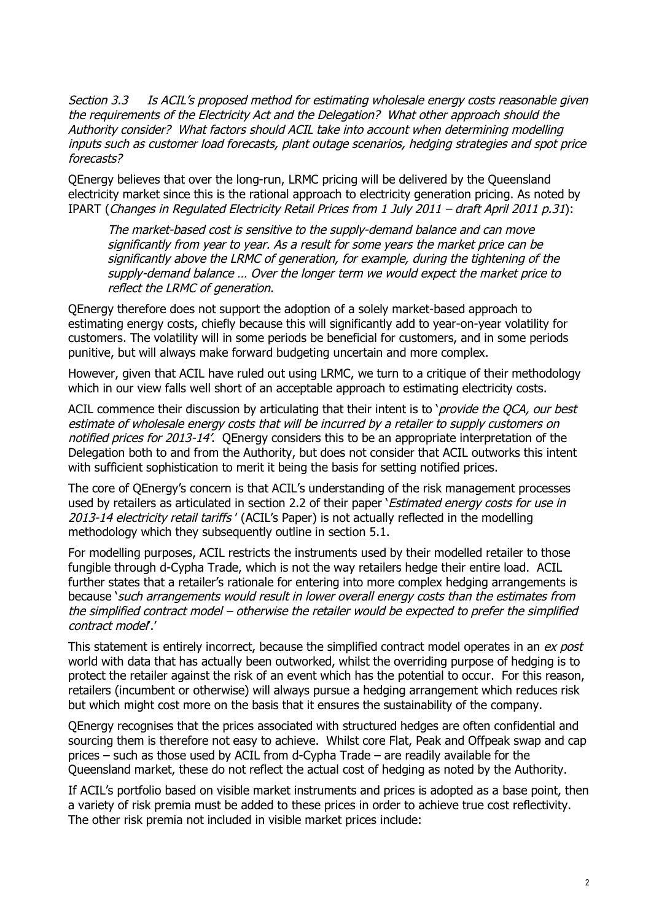*Section 3.3 Is ACIL's proposed method for estimating wholesale energy costs reasonable given the requirements of the Electricity Act and the Delegation? What other approach should the Authority consider? What factors should ACIL take into account when determining modelling inputs such as customer load forecasts, plant outage scenarios, hedging strategies and spot price forecasts?*

QEnergy believes that over the long-run, LRMC pricing will be delivered by the Queensland electricity market since this is the rational approach to electricity generation pricing. As noted by IPART (*Changes in Regulated Electricity Retail Prices from 1 July 2011 – draft April 2011 p.31*):

> *The market-based cost is sensitive to the supply-demand balance and can move significantly from year to year. As a result for some years the market price can be significantly above the LRMC of generation, for example, during the tightening of the supply-demand balance … Over the longer term we would expect the market price to reflect the LRMC of generation.*

QEnergy therefore does not support the adoption of a solely market-based approach to estimating energy costs, chiefly because this will significantly add to year-on-year volatility for customers. The volatility will in some periods be beneficial for customers, and in some periods punitive, but will always make forward budgeting uncertain and more complex.

However, given that ACIL have ruled out using LRMC, we turn to a critique of their methodology which in our view falls well short of an acceptable approach to estimating electricity costs.

ACIL commence their discussion by articulating that their intent is to '*provide the QCA, our best estimate of wholesale energy costs that will be incurred by a retailer to supply customers on notified prices for 2013-14*'. QEnergy considers this to be an appropriate interpretation of the Delegation both to and from the Authority, but does not consider that ACIL outworks this intent with sufficient sophistication to merit it being the basis for setting notified prices.

The core of QEnergy's concern is that ACIL's understanding of the risk management processes used by retailers as articulated in section 2.2 of their paper '*Estimated energy costs for use in 2013-14 electricity retail tariffs*' (ACIL's Paper) is not actually reflected in the modelling methodology which they subsequently outline in section 5.1.

For modelling purposes, ACIL restricts the instruments used by their modelled retailer to those fungible through d-Cypha Trade, which is not the way retailers hedge their entire load. ACIL further states that a retailer's rationale for entering into more complex hedging arrangements is because '*such arrangements would result in lower overall energy costs than the estimates from the simplified contract model – otherwise the retailer would be expected to prefer the simplified contract model*'.'

This statement is entirely incorrect, because the simplified contract model operates in an *ex post* world with data that has actually been outworked, whilst the overriding purpose of hedging is to protect the retailer against the risk of an event which has the potential to occur. For this reason, retailers (incumbent or otherwise) will always pursue a hedging arrangement which reduces risk but which might cost more on the basis that it ensures the sustainability of the company.

QEnergy recognises that the prices associated with structured hedges are often confidential and sourcing them is therefore not easy to achieve. Whilst core Flat, Peak and Offpeak swap and cap prices – such as those used by ACIL from d-Cypha Trade – are readily available for the Queensland market, these do not reflect the actual cost of hedging as noted by the Authority.

If ACIL's portfolio based on visible market instruments and prices is adopted as a base point, then a variety of risk premia must be added to these prices in order to achieve true cost reflectivity. The other risk premia not included in visible market prices include: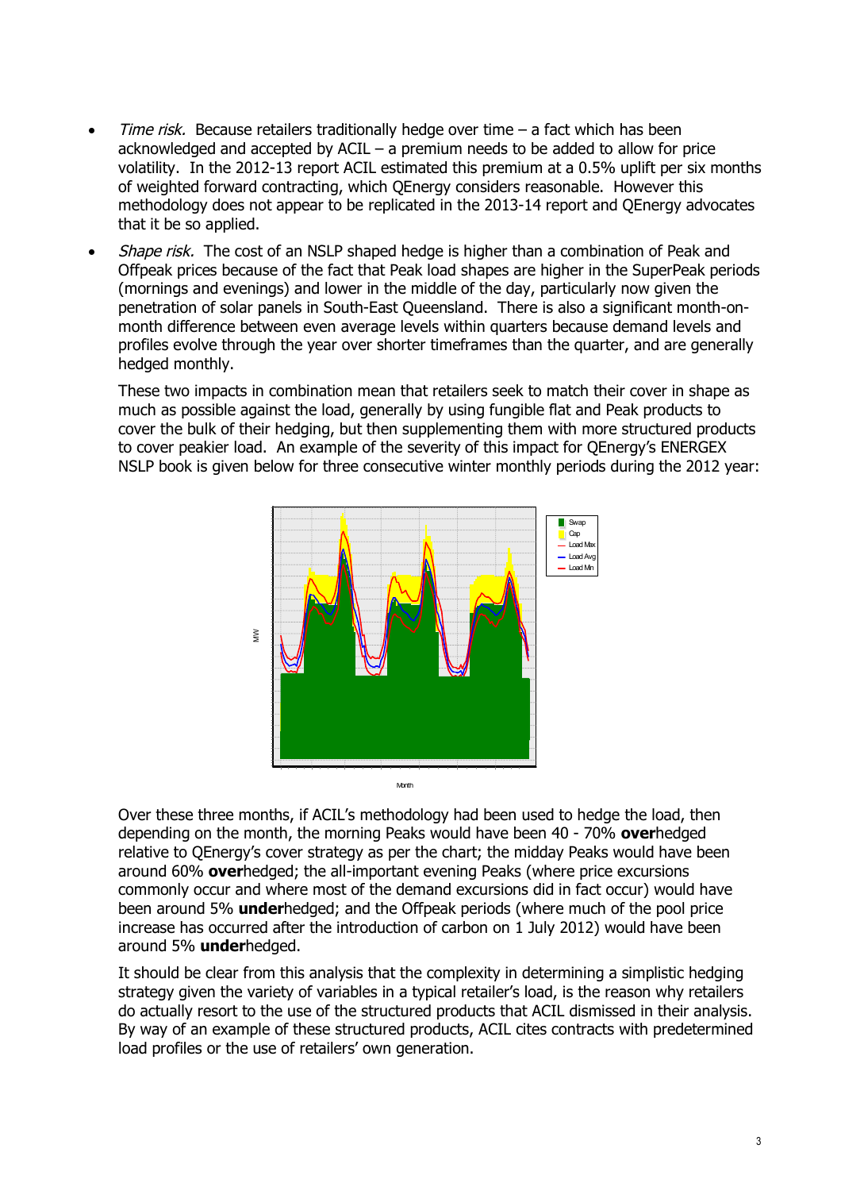- *Time risk.* Because retailers traditionally hedge over time – a fact which has been acknowledged and accepted by ACIL – a premium needs to be added to allow for price volatility. In the 2012-13 report ACIL estimated this premium at a 0.5% uplift per six months of weighted forward contracting, which QEnergy considers reasonable. However this methodology does not appear to be replicated in the 2013-14 report and QEnergy advocates that it be so applied.

- *Shape risk.* The cost of an NSLP shaped hedge is higher than a combination of Peak and Offpeak prices because of the fact that Peak load shapes are higher in the SuperPeak periods (mornings and evenings) and lower in the middle of the day, particularly now given the penetration of solar panels in South-East Queensland. There is also a significant month-on-month difference between even average levels within quarters because demand levels and profiles evolve through the year over shorter timeframes than the quarter, and are generally hedged monthly.

  These two impacts in combination mean that retailers seek to match their cover in shape as much as possible against the load, generally by using fungible flat and Peak products to cover the bulk of their hedging, but then supplementing them with more structured products to cover peakier load. An example of the severity of this impact for QEnergy's ENERGEX NSLP book is given below for three consecutive winter monthly periods during the 2012 year:

  Over these three months, if ACIL's methodology had been used to hedge the load, then depending on the month, the morning Peaks would have been 40 - 70% **over**hedged relative to QEnergy's cover strategy as per the chart; the midday Peaks would have been around 60% **over**hedged; the all-important evening Peaks (where price excursions commonly occur and where most of the demand excursions did in fact occur) would have been around 5% **under**hedged; and the Offpeak periods (where much of the pool price increase has occurred after the introduction of carbon on 1 July 2012) would have been around 5% **under**hedged.

  It should be clear from this analysis that the complexity in determining a simplistic hedging strategy given the variety of variables in a typical retailer's load, is the reason why retailers do actually resort to the use of the structured products that ACIL dismissed in their analysis. By way of an example of these structured products, ACIL cites contracts with predetermined load profiles or the use of retailers' own generation.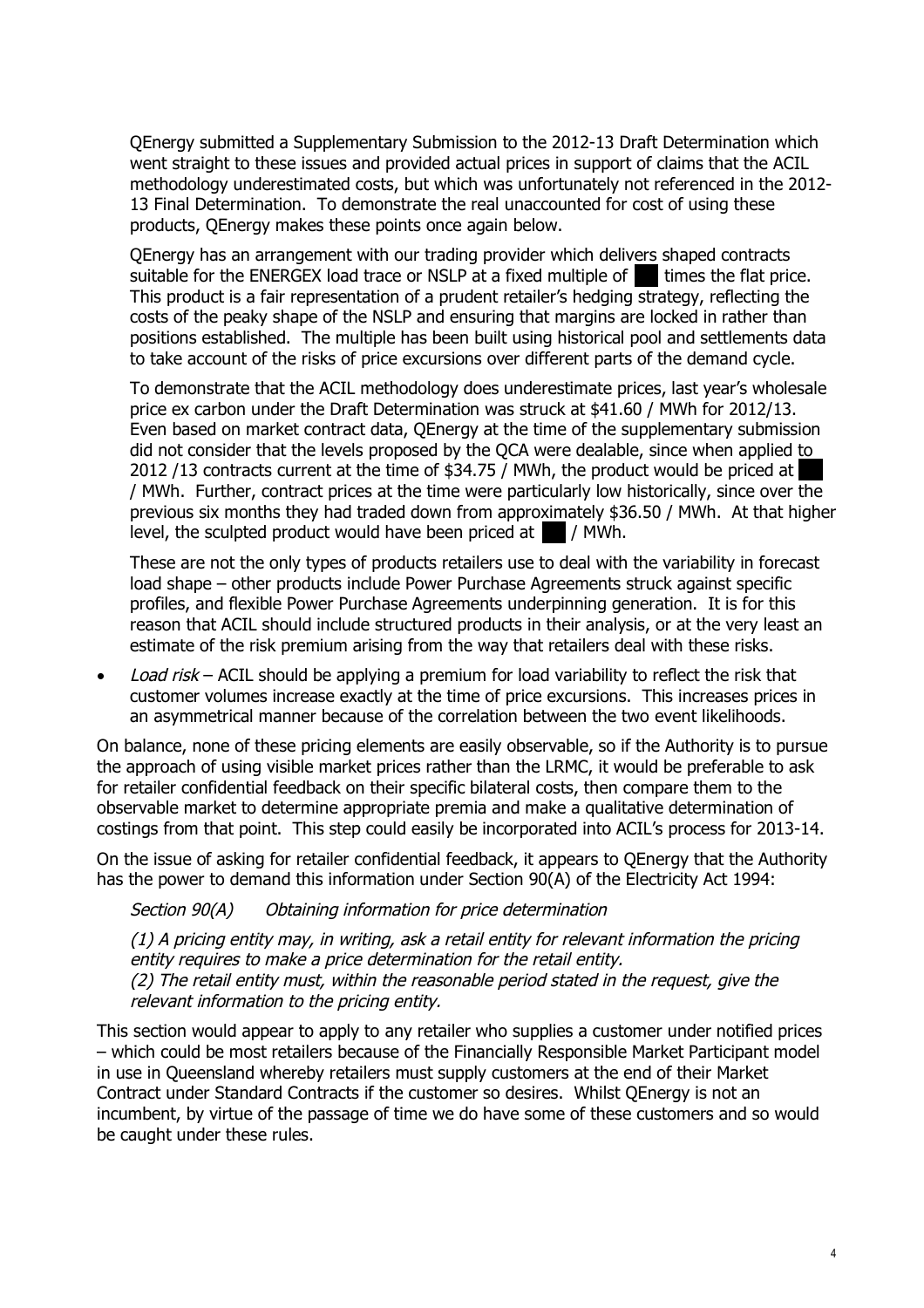QEnergy submitted a Supplementary Submission to the 2012-13 Draft Determination which went straight to these issues and provided actual prices in support of claims that the ACIL methodology underestimated costs, but which was unfortunately not referenced in the 2012-13 Final Determination. To demonstrate the real unaccounted for cost of using these products, QEnergy makes these points once again below.

QEnergy has an arrangement with our trading provider which delivers shaped contracts suitable for the ENERGEX load trace or NSLP at a fixed multiple of ███ times the flat price. This product is a fair representation of a prudent retailer's hedging strategy, reflecting the costs of the peaky shape of the NSLP and ensuring that margins are locked in rather than positions established. The multiple has been built using historical pool and settlements data to take account of the risks of price excursions over different parts of the demand cycle.

To demonstrate that the ACIL methodology does underestimate prices, last year's wholesale price ex carbon under the Draft Determination was struck at $41.60 / MWh for 2012/13. Even based on market contract data, QEnergy at the time of the supplementary submission did not consider that the levels proposed by the QCA were dealable, since when applied to 2012 /13 contracts current at the time of $34.75 / MWh, the product would be priced at ███ / MWh. Further, contract prices at the time were particularly low historically, since over the previous six months they had traded down from approximately $36.50 / MWh. At that higher level, the sculpted product would have been priced at ███ / MWh.

These are not the only types of products retailers use to deal with the variability in forecast load shape – other products include Power Purchase Agreements struck against specific profiles, and flexible Power Purchase Agreements underpinning generation. It is for this reason that ACIL should include structured products in their analysis, or at the very least an estimate of the risk premium arising from the way that retailers deal with these risks.

- *Load risk* – ACIL should be applying a premium for load variability to reflect the risk that customer volumes increase exactly at the time of price excursions. This increases prices in an asymmetrical manner because of the correlation between the two event likelihoods.

On balance, none of these pricing elements are easily observable, so if the Authority is to pursue the approach of using visible market prices rather than the LRMC, it would be preferable to ask for retailer confidential feedback on their specific bilateral costs, then compare them to the observable market to determine appropriate premia and make a qualitative determination of costings from that point. This step could easily be incorporated into ACIL's process for 2013-14.

On the issue of asking for retailer confidential feedback, it appears to QEnergy that the Authority has the power to demand this information under Section 90(A) of the Electricity Act 1994:

*Section 90(A) Obtaining information for price determination*

*(1) A pricing entity may, in writing, ask a retail entity for relevant information the pricing entity requires to make a price determination for the retail entity.*
*(2) The retail entity must, within the reasonable period stated in the request, give the relevant information to the pricing entity.*

This section would appear to apply to any retailer who supplies a customer under notified prices – which could be most retailers because of the Financially Responsible Market Participant model in use in Queensland whereby retailers must supply customers at the end of their Market Contract under Standard Contracts if the customer so desires. Whilst QEnergy is not an incumbent, by virtue of the passage of time we do have some of these customers and so would be caught under these rules.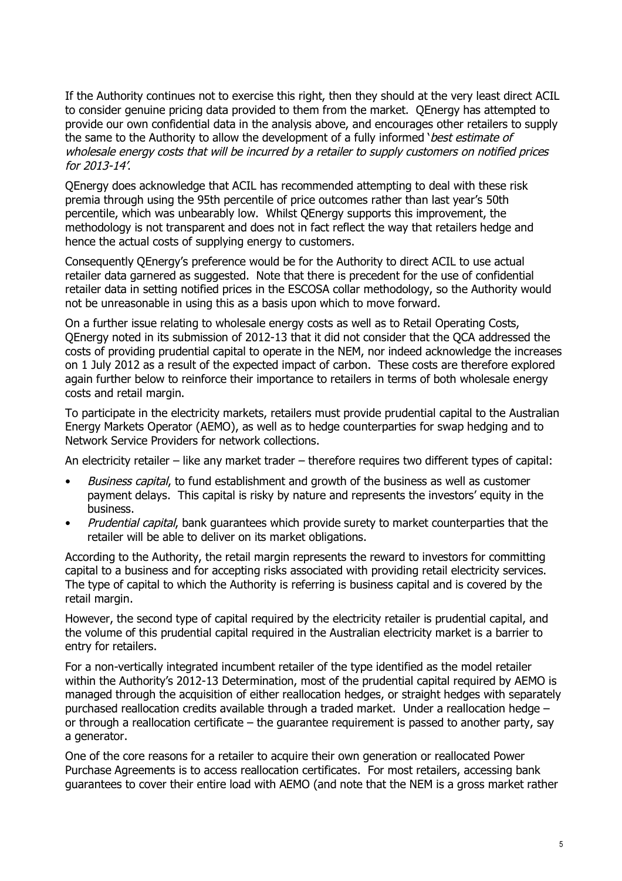If the Authority continues not to exercise this right, then they should at the very least direct ACIL to consider genuine pricing data provided to them from the market. QEnergy has attempted to provide our own confidential data in the analysis above, and encourages other retailers to supply the same to the Authority to allow the development of a fully informed '*best estimate of wholesale energy costs that will be incurred by a retailer to supply customers on notified prices for 2013-14*'.

QEnergy does acknowledge that ACIL has recommended attempting to deal with these risk premia through using the 95th percentile of price outcomes rather than last year's 50th percentile, which was unbearably low. Whilst QEnergy supports this improvement, the methodology is not transparent and does not in fact reflect the way that retailers hedge and hence the actual costs of supplying energy to customers.

Consequently QEnergy's preference would be for the Authority to direct ACIL to use actual retailer data garnered as suggested. Note that there is precedent for the use of confidential retailer data in setting notified prices in the ESCOSA collar methodology, so the Authority would not be unreasonable in using this as a basis upon which to move forward.

On a further issue relating to wholesale energy costs as well as to Retail Operating Costs, QEnergy noted in its submission of 2012-13 that it did not consider that the QCA addressed the costs of providing prudential capital to operate in the NEM, nor indeed acknowledge the increases on 1 July 2012 as a result of the expected impact of carbon. These costs are therefore explored again further below to reinforce their importance to retailers in terms of both wholesale energy costs and retail margin.

To participate in the electricity markets, retailers must provide prudential capital to the Australian Energy Markets Operator (AEMO), as well as to hedge counterparties for swap hedging and to Network Service Providers for network collections.

An electricity retailer – like any market trader – therefore requires two different types of capital:

- *Business capital*, to fund establishment and growth of the business as well as customer payment delays. This capital is risky by nature and represents the investors' equity in the business.
- *Prudential capital*, bank guarantees which provide surety to market counterparties that the retailer will be able to deliver on its market obligations.

According to the Authority, the retail margin represents the reward to investors for committing capital to a business and for accepting risks associated with providing retail electricity services. The type of capital to which the Authority is referring is business capital and is covered by the retail margin.

However, the second type of capital required by the electricity retailer is prudential capital, and the volume of this prudential capital required in the Australian electricity market is a barrier to entry for retailers.

For a non-vertically integrated incumbent retailer of the type identified as the model retailer within the Authority's 2012-13 Determination, most of the prudential capital required by AEMO is managed through the acquisition of either reallocation hedges, or straight hedges with separately purchased reallocation credits available through a traded market. Under a reallocation hedge – or through a reallocation certificate – the guarantee requirement is passed to another party, say a generator.

One of the core reasons for a retailer to acquire their own generation or reallocated Power Purchase Agreements is to access reallocation certificates. For most retailers, accessing bank guarantees to cover their entire load with AEMO (and note that the NEM is a gross market rather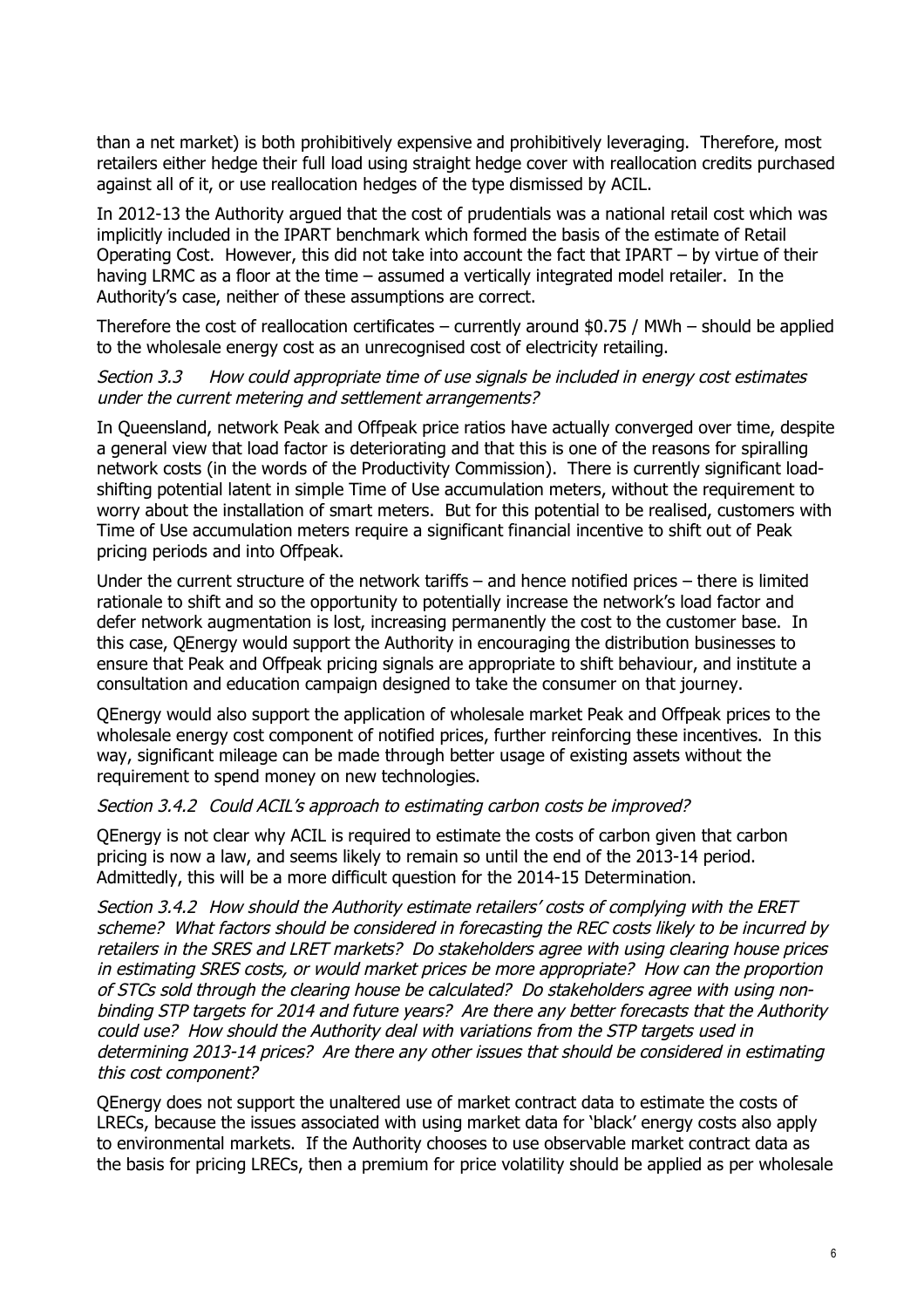than a net market) is both prohibitively expensive and prohibitively leveraging. Therefore, most retailers either hedge their full load using straight hedge cover with reallocation credits purchased against all of it, or use reallocation hedges of the type dismissed by ACIL.

In 2012-13 the Authority argued that the cost of prudentials was a national retail cost which was implicitly included in the IPART benchmark which formed the basis of the estimate of Retail Operating Cost. However, this did not take into account the fact that IPART – by virtue of their having LRMC as a floor at the time – assumed a vertically integrated model retailer. In the Authority's case, neither of these assumptions are correct.

Therefore the cost of reallocation certificates – currently around $0.75 / MWh – should be applied to the wholesale energy cost as an unrecognised cost of electricity retailing.

*Section 3.3 How could appropriate time of use signals be included in energy cost estimates under the current metering and settlement arrangements?*

In Queensland, network Peak and Offpeak price ratios have actually converged over time, despite a general view that load factor is deteriorating and that this is one of the reasons for spiralling network costs (in the words of the Productivity Commission). There is currently significant load-shifting potential latent in simple Time of Use accumulation meters, without the requirement to worry about the installation of smart meters. But for this potential to be realised, customers with Time of Use accumulation meters require a significant financial incentive to shift out of Peak pricing periods and into Offpeak.

Under the current structure of the network tariffs – and hence notified prices – there is limited rationale to shift and so the opportunity to potentially increase the network's load factor and defer network augmentation is lost, increasing permanently the cost to the customer base. In this case, QEnergy would support the Authority in encouraging the distribution businesses to ensure that Peak and Offpeak pricing signals are appropriate to shift behaviour, and institute a consultation and education campaign designed to take the consumer on that journey.

QEnergy would also support the application of wholesale market Peak and Offpeak prices to the wholesale energy cost component of notified prices, further reinforcing these incentives. In this way, significant mileage can be made through better usage of existing assets without the requirement to spend money on new technologies.

*Section 3.4.2 Could ACIL's approach to estimating carbon costs be improved?*

QEnergy is not clear why ACIL is required to estimate the costs of carbon given that carbon pricing is now a law, and seems likely to remain so until the end of the 2013-14 period. Admittedly, this will be a more difficult question for the 2014-15 Determination.

*Section 3.4.2 How should the Authority estimate retailers' costs of complying with the ERET scheme? What factors should be considered in forecasting the REC costs likely to be incurred by retailers in the SRES and LRET markets? Do stakeholders agree with using clearing house prices in estimating SRES costs, or would market prices be more appropriate? How can the proportion of STCs sold through the clearing house be calculated? Do stakeholders agree with using non-binding STP targets for 2014 and future years? Are there any better forecasts that the Authority could use? How should the Authority deal with variations from the STP targets used in determining 2013-14 prices? Are there any other issues that should be considered in estimating this cost component?*

QEnergy does not support the unaltered use of market contract data to estimate the costs of LRECs, because the issues associated with using market data for 'black' energy costs also apply to environmental markets. If the Authority chooses to use observable market contract data as the basis for pricing LRECs, then a premium for price volatility should be applied as per wholesale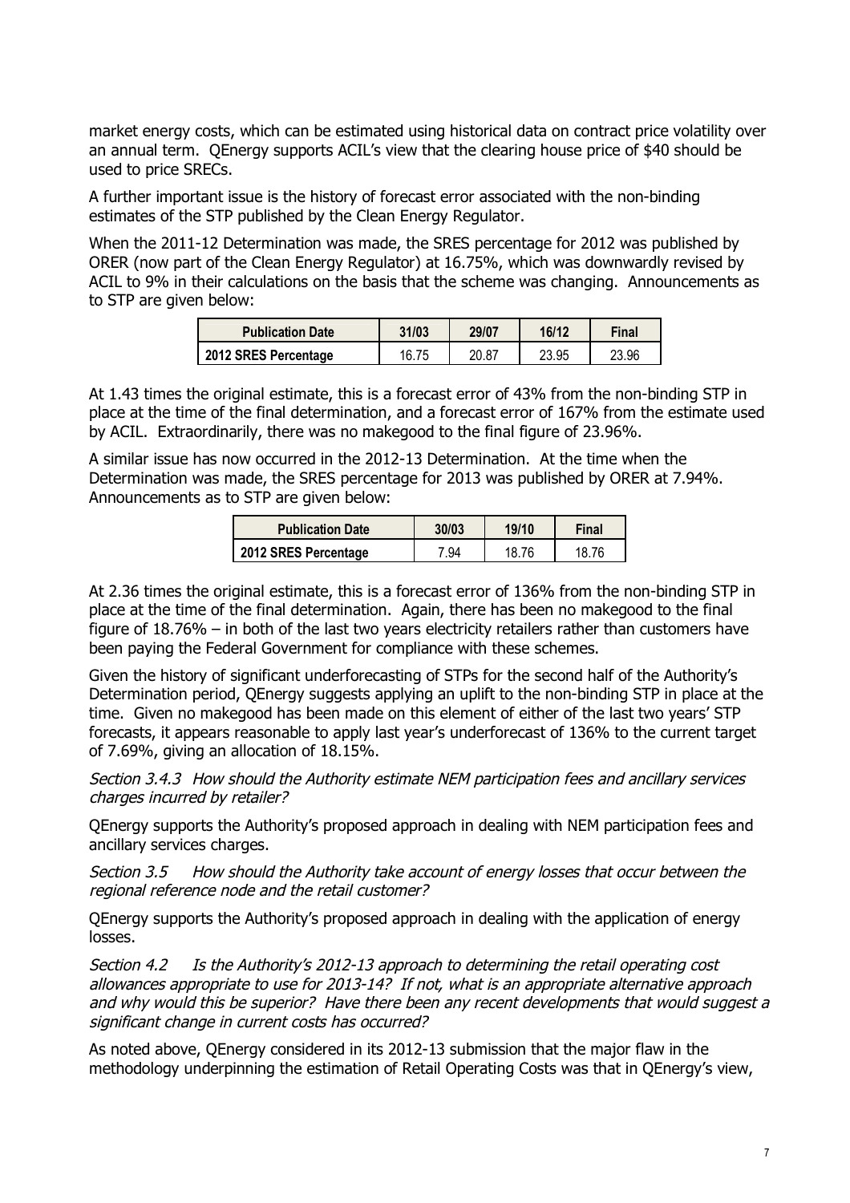market energy costs, which can be estimated using historical data on contract price volatility over an annual term. QEnergy supports ACIL's view that the clearing house price of $40 should be used to price SRECs.

A further important issue is the history of forecast error associated with the non-binding estimates of the STP published by the Clean Energy Regulator.

When the 2011-12 Determination was made, the SRES percentage for 2012 was published by ORER (now part of the Clean Energy Regulator) at 16.75%, which was downwardly revised by ACIL to 9% in their calculations on the basis that the scheme was changing. Announcements as to STP are given below:

| Publication Date | 31/03 | 29/07 | 16/12 | Final |
|---|---|---|---|---|
| 2012 SRES Percentage | 16.75 | 20.87 | 23.95 | 23.96 |

At 1.43 times the original estimate, this is a forecast error of 43% from the non-binding STP in place at the time of the final determination, and a forecast error of 167% from the estimate used by ACIL. Extraordinarily, there was no makegood to the final figure of 23.96%.

A similar issue has now occurred in the 2012-13 Determination. At the time when the Determination was made, the SRES percentage for 2013 was published by ORER at 7.94%. Announcements as to STP are given below:

| Publication Date | 30/03 | 19/10 | Final |
|---|---|---|---|
| 2012 SRES Percentage | 7.94 | 18.76 | 18.76 |

At 2.36 times the original estimate, this is a forecast error of 136% from the non-binding STP in place at the time of the final determination. Again, there has been no makegood to the final figure of 18.76% – in both of the last two years electricity retailers rather than customers have been paying the Federal Government for compliance with these schemes.

Given the history of significant underforecasting of STPs for the second half of the Authority's Determination period, QEnergy suggests applying an uplift to the non-binding STP in place at the time. Given no makegood has been made on this element of either of the last two years' STP forecasts, it appears reasonable to apply last year's underforecast of 136% to the current target of 7.69%, giving an allocation of 18.15%.

*Section 3.4.3 How should the Authority estimate NEM participation fees and ancillary services charges incurred by retailer?*

QEnergy supports the Authority's proposed approach in dealing with NEM participation fees and ancillary services charges.

*Section 3.5 How should the Authority take account of energy losses that occur between the regional reference node and the retail customer?*

QEnergy supports the Authority's proposed approach in dealing with the application of energy losses.

*Section 4.2 Is the Authority's 2012-13 approach to determining the retail operating cost allowances appropriate to use for 2013-14? If not, what is an appropriate alternative approach and why would this be superior? Have there been any recent developments that would suggest a significant change in current costs has occurred?*

As noted above, QEnergy considered in its 2012-13 submission that the major flaw in the methodology underpinning the estimation of Retail Operating Costs was that in QEnergy's view,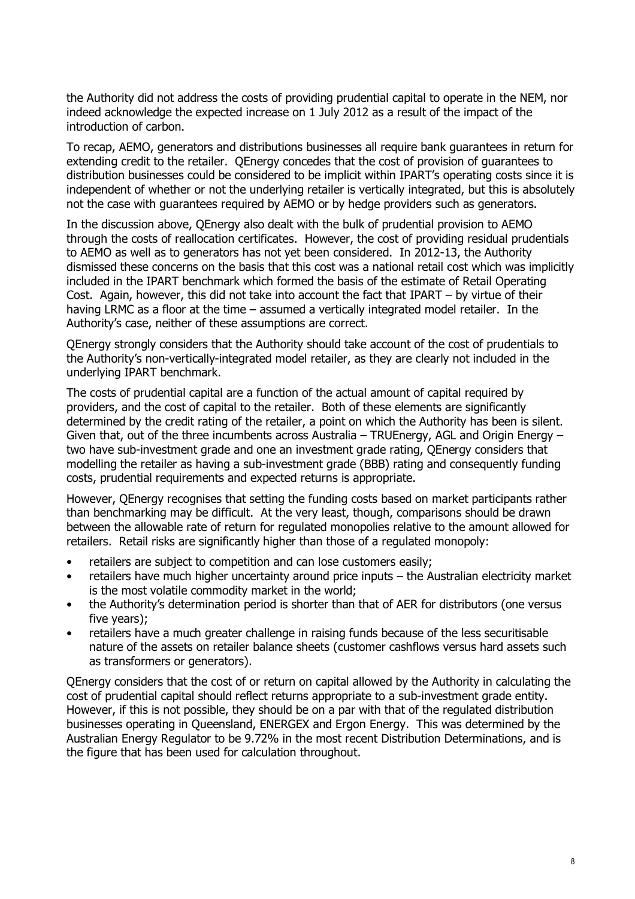the Authority did not address the costs of providing prudential capital to operate in the NEM, nor indeed acknowledge the expected increase on 1 July 2012 as a result of the impact of the introduction of carbon.

To recap, AEMO, generators and distributions businesses all require bank guarantees in return for extending credit to the retailer. QEnergy concedes that the cost of provision of guarantees to distribution businesses could be considered to be implicit within IPART's operating costs since it is independent of whether or not the underlying retailer is vertically integrated, but this is absolutely not the case with guarantees required by AEMO or by hedge providers such as generators.

In the discussion above, QEnergy also dealt with the bulk of prudential provision to AEMO through the costs of reallocation certificates. However, the cost of providing residual prudentials to AEMO as well as to generators has not yet been considered. In 2012-13, the Authority dismissed these concerns on the basis that this cost was a national retail cost which was implicitly included in the IPART benchmark which formed the basis of the estimate of Retail Operating Cost. Again, however, this did not take into account the fact that IPART – by virtue of their having LRMC as a floor at the time – assumed a vertically integrated model retailer. In the Authority's case, neither of these assumptions are correct.

QEnergy strongly considers that the Authority should take account of the cost of prudentials to the Authority's non-vertically-integrated model retailer, as they are clearly not included in the underlying IPART benchmark.

The costs of prudential capital are a function of the actual amount of capital required by providers, and the cost of capital to the retailer. Both of these elements are significantly determined by the credit rating of the retailer, a point on which the Authority has been is silent. Given that, out of the three incumbents across Australia – TRUEnergy, AGL and Origin Energy – two have sub-investment grade and one an investment grade rating, QEnergy considers that modelling the retailer as having a sub-investment grade (BBB) rating and consequently funding costs, prudential requirements and expected returns is appropriate.

However, QEnergy recognises that setting the funding costs based on market participants rather than benchmarking may be difficult. At the very least, though, comparisons should be drawn between the allowable rate of return for regulated monopolies relative to the amount allowed for retailers. Retail risks are significantly higher than those of a regulated monopoly:

- retailers are subject to competition and can lose customers easily;
- retailers have much higher uncertainty around price inputs – the Australian electricity market is the most volatile commodity market in the world;
- the Authority's determination period is shorter than that of AER for distributors (one versus five years);
- retailers have a much greater challenge in raising funds because of the less securitisable nature of the assets on retailer balance sheets (customer cashflows versus hard assets such as transformers or generators).

QEnergy considers that the cost of or return on capital allowed by the Authority in calculating the cost of prudential capital should reflect returns appropriate to a sub-investment grade entity. However, if this is not possible, they should be on a par with that of the regulated distribution businesses operating in Queensland, ENERGEX and Ergon Energy. This was determined by the Australian Energy Regulator to be 9.72% in the most recent Distribution Determinations, and is the figure that has been used for calculation throughout.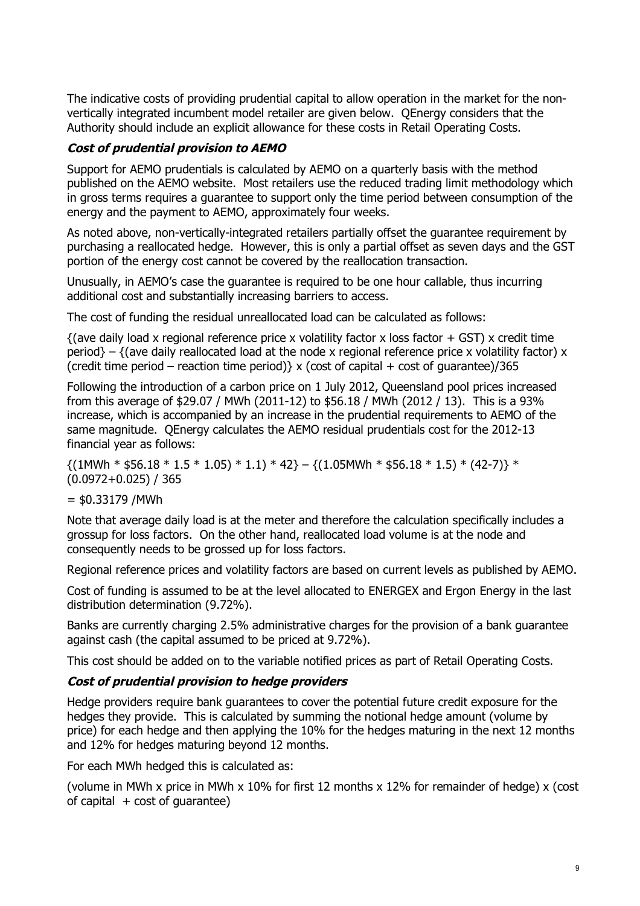The indicative costs of providing prudential capital to allow operation in the market for the non-vertically integrated incumbent model retailer are given below. QEnergy considers that the Authority should include an explicit allowance for these costs in Retail Operating Costs.

### ***Cost of prudential provision to AEMO***

Support for AEMO prudentials is calculated by AEMO on a quarterly basis with the method published on the AEMO website. Most retailers use the reduced trading limit methodology which in gross terms requires a guarantee to support only the time period between consumption of the energy and the payment to AEMO, approximately four weeks.

As noted above, non-vertically-integrated retailers partially offset the guarantee requirement by purchasing a reallocated hedge. However, this is only a partial offset as seven days and the GST portion of the energy cost cannot be covered by the reallocation transaction.

Unusually, in AEMO's case the guarantee is required to be one hour callable, thus incurring additional cost and substantially increasing barriers to access.

The cost of funding the residual unreallocated load can be calculated as follows:

{(ave daily load x regional reference price x volatility factor x loss factor + GST) x credit time period} – {(ave daily reallocated load at the node x regional reference price x volatility factor) x (credit time period – reaction time period)} x (cost of capital + cost of guarantee)/365

Following the introduction of a carbon price on 1 July 2012, Queensland pool prices increased from this average of $29.07 / MWh (2011-12) to $56.18 / MWh (2012 / 13). This is a 93% increase, which is accompanied by an increase in the prudential requirements to AEMO of the same magnitude. QEnergy calculates the AEMO residual prudentials cost for the 2012-13 financial year as follows:

{(1MWh * $56.18 * 1.5 * 1.05) * 1.1) * 42} – {(1.05MWh * $56.18 * 1.5) * (42-7)} * (0.0972+0.025) / 365

= $0.33179 /MWh

Note that average daily load is at the meter and therefore the calculation specifically includes a grossup for loss factors. On the other hand, reallocated load volume is at the node and consequently needs to be grossed up for loss factors.

Regional reference prices and volatility factors are based on current levels as published by AEMO.

Cost of funding is assumed to be at the level allocated to ENERGEX and Ergon Energy in the last distribution determination (9.72%).

Banks are currently charging 2.5% administrative charges for the provision of a bank guarantee against cash (the capital assumed to be priced at 9.72%).

This cost should be added on to the variable notified prices as part of Retail Operating Costs.

### ***Cost of prudential provision to hedge providers***

Hedge providers require bank guarantees to cover the potential future credit exposure for the hedges they provide. This is calculated by summing the notional hedge amount (volume by price) for each hedge and then applying the 10% for the hedges maturing in the next 12 months and 12% for hedges maturing beyond 12 months.

For each MWh hedged this is calculated as:

(volume in MWh x price in MWh x 10% for first 12 months x 12% for remainder of hedge) x (cost of capital + cost of guarantee)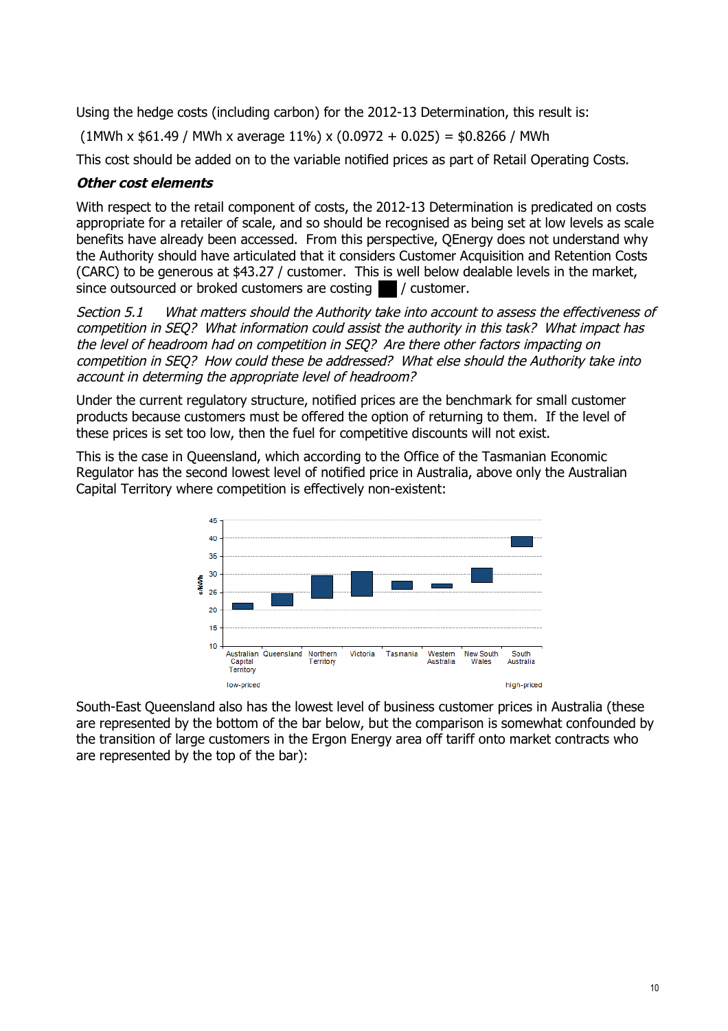Using the hedge costs (including carbon) for the 2012-13 Determination, this result is:

(1MWh x \$61.49 / MWh x average 11%) x (0.0972 + 0.025) = \$0.8266 / MWh

This cost should be added on to the variable notified prices as part of Retail Operating Costs.

***Other cost elements***

With respect to the retail component of costs, the 2012-13 Determination is predicated on costs appropriate for a retailer of scale, and so should be recognised as being set at low levels as scale benefits have already been accessed. From this perspective, QEnergy does not understand why the Authority should have articulated that it considers Customer Acquisition and Retention Costs (CARC) to be generous at \$43.27 / customer. This is well below dealable levels in the market, since outsourced or broked customers are costing ███ / customer.

*Section 5.1 What matters should the Authority take into account to assess the effectiveness of competition in SEQ? What information could assist the authority in this task? What impact has the level of headroom had on competition in SEQ? Are there other factors impacting on competition in SEQ? How could these be addressed? What else should the Authority take into account in determining the appropriate level of headroom?*

Under the current regulatory structure, notified prices are the benchmark for small customer products because customers must be offered the option of returning to them. If the level of these prices is set too low, then the fuel for competitive discounts will not exist.

This is the case in Queensland, which according to the Office of the Tasmanian Economic Regulator has the second lowest level of notified price in Australia, above only the Australian Capital Territory where competition is effectively non-existent:

South-East Queensland also has the lowest level of business customer prices in Australia (these are represented by the bottom of the bar below, but the comparison is somewhat confounded by the transition of large customers in the Ergon Energy area off tariff onto market contracts who are represented by the top of the bar):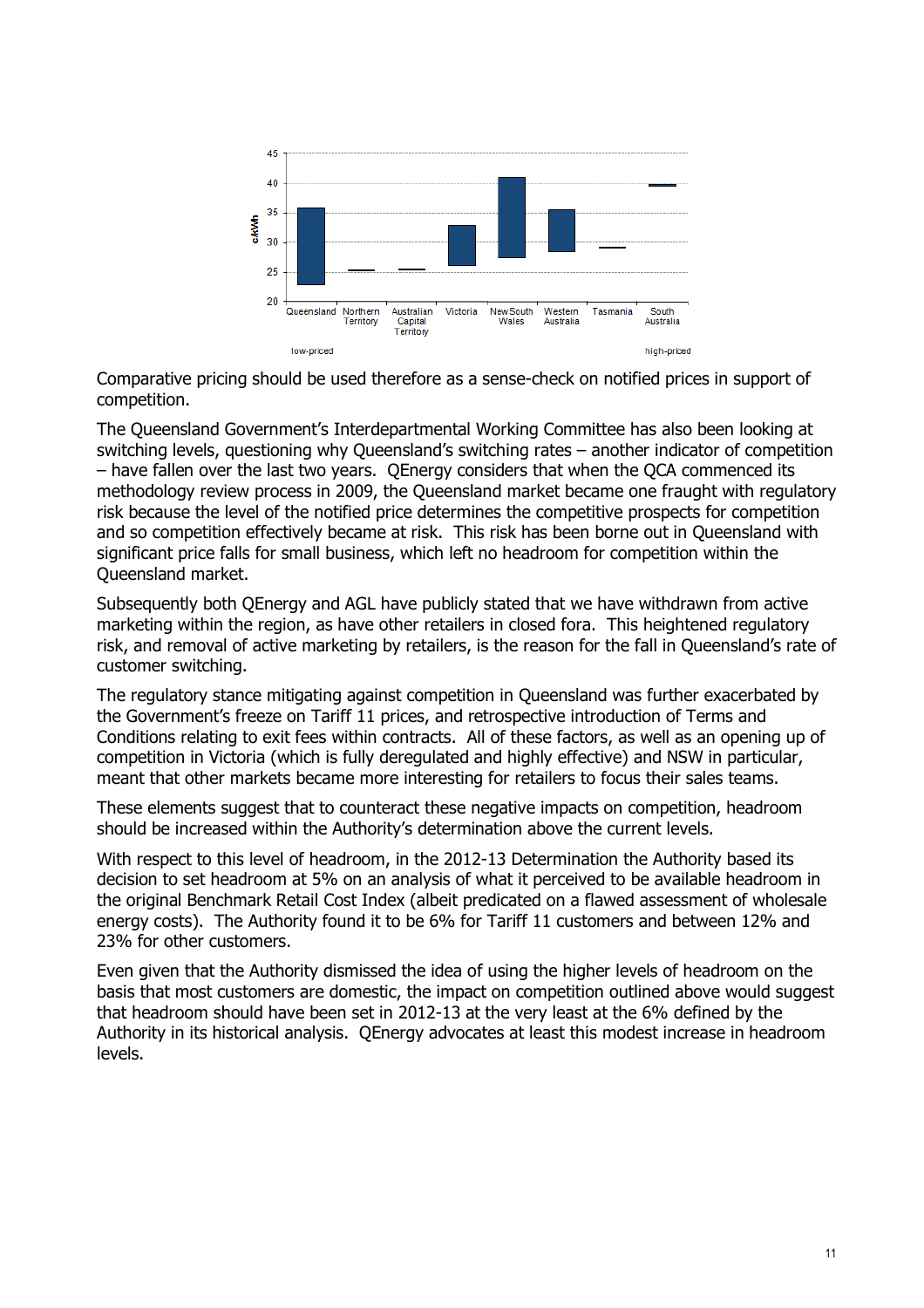Comparative pricing should be used therefore as a sense-check on notified prices in support of competition.

The Queensland Government's Interdepartmental Working Committee has also been looking at switching levels, questioning why Queensland's switching rates – another indicator of competition – have fallen over the last two years. QEnergy considers that when the QCA commenced its methodology review process in 2009, the Queensland market became one fraught with regulatory risk because the level of the notified price determines the competitive prospects for competition and so competition effectively became at risk. This risk has been borne out in Queensland with significant price falls for small business, which left no headroom for competition within the Queensland market.

Subsequently both QEnergy and AGL have publicly stated that we have withdrawn from active marketing within the region, as have other retailers in closed fora. This heightened regulatory risk, and removal of active marketing by retailers, is the reason for the fall in Queensland's rate of customer switching.

The regulatory stance mitigating against competition in Queensland was further exacerbated by the Government's freeze on Tariff 11 prices, and retrospective introduction of Terms and Conditions relating to exit fees within contracts. All of these factors, as well as an opening up of competition in Victoria (which is fully deregulated and highly effective) and NSW in particular, meant that other markets became more interesting for retailers to focus their sales teams.

These elements suggest that to counteract these negative impacts on competition, headroom should be increased within the Authority's determination above the current levels.

With respect to this level of headroom, in the 2012-13 Determination the Authority based its decision to set headroom at 5% on an analysis of what it perceived to be available headroom in the original Benchmark Retail Cost Index (albeit predicated on a flawed assessment of wholesale energy costs). The Authority found it to be 6% for Tariff 11 customers and between 12% and 23% for other customers.

Even given that the Authority dismissed the idea of using the higher levels of headroom on the basis that most customers are domestic, the impact on competition outlined above would suggest that headroom should have been set in 2012-13 at the very least at the 6% defined by the Authority in its historical analysis. QEnergy advocates at least this modest increase in headroom levels.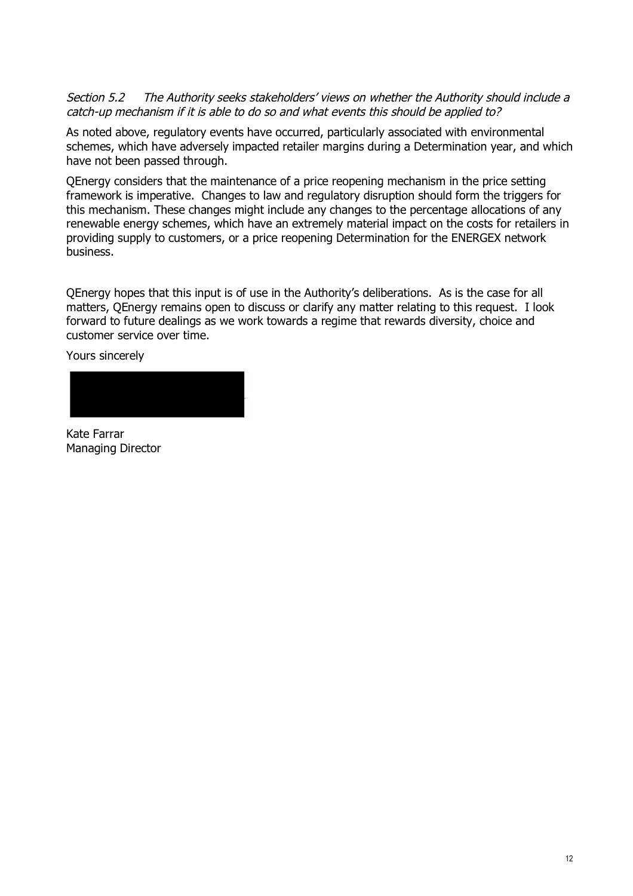*Section 5.2 The Authority seeks stakeholders' views on whether the Authority should include a catch-up mechanism if it is able to do so and what events this should be applied to?*

As noted above, regulatory events have occurred, particularly associated with environmental schemes, which have adversely impacted retailer margins during a Determination year, and which have not been passed through.

QEnergy considers that the maintenance of a price reopening mechanism in the price setting framework is imperative. Changes to law and regulatory disruption should form the triggers for this mechanism. These changes might include any changes to the percentage allocations of any renewable energy schemes, which have an extremely material impact on the costs for retailers in providing supply to customers, or a price reopening Determination for the ENERGEX network business.

QEnergy hopes that this input is of use in the Authority's deliberations. As is the case for all matters, QEnergy remains open to discuss or clarify any matter relating to this request. I look forward to future dealings as we work towards a regime that rewards diversity, choice and customer service over time.

Yours sincerely

Kate Farrar
Managing Director